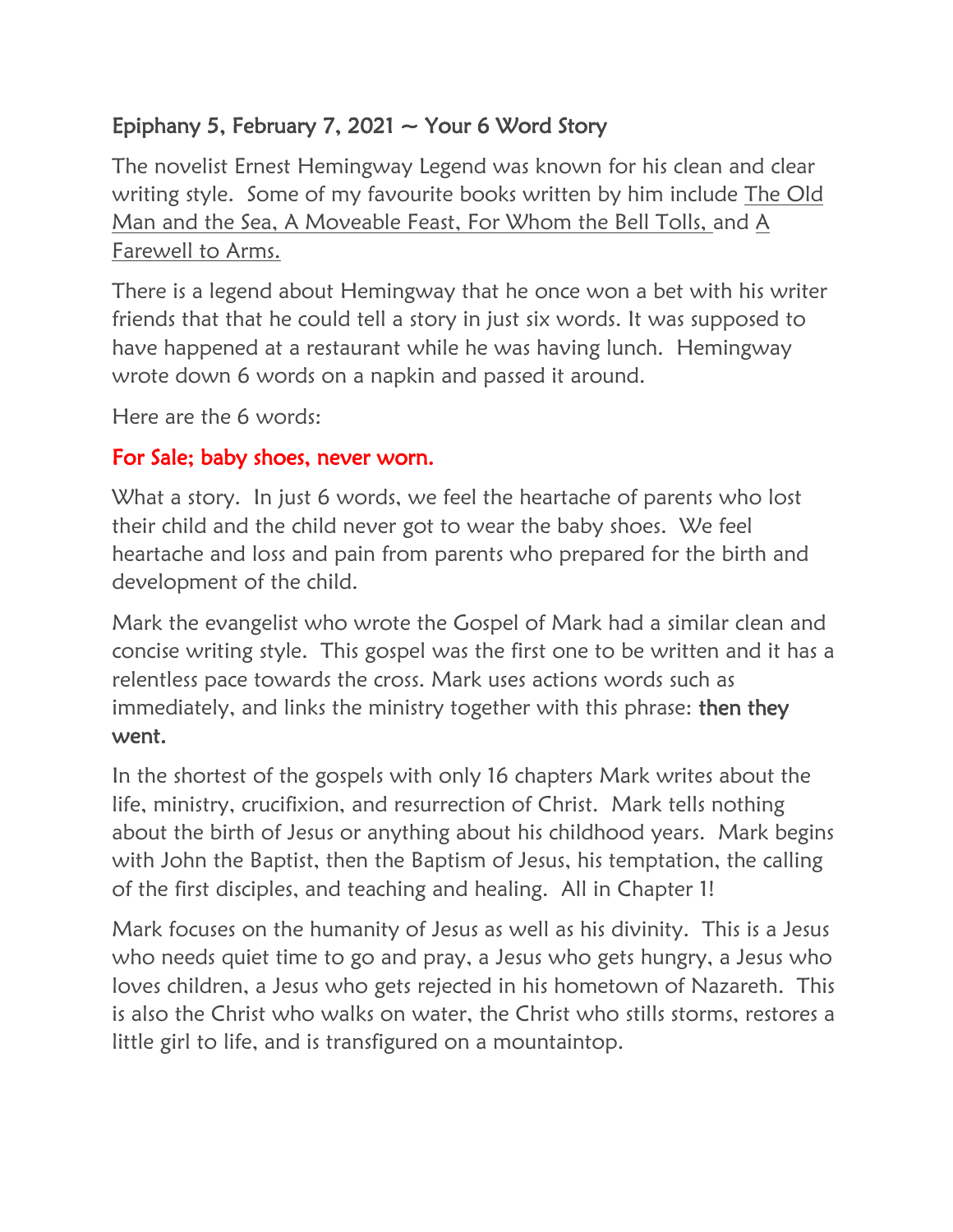## Epiphany 5, February 7, 2021 ~ Your 6 Word Story

The novelist Ernest Hemingway Legend was known for his clean and clear writing style. Some of my favourite books written by him include The Old Man and the Sea, A Moveable Feast, For Whom the Bell Tolls, and A Farewell to Arms.

There is a legend about Hemingway that he once won a bet with his writer friends that that he could tell a story in just six words. It was supposed to have happened at a restaurant while he was having lunch. Hemingway wrote down 6 words on a napkin and passed it around.

Here are the 6 words:

For Sale; baby shoes, never worn.

What a story. In just 6 words, we feel the heartache of parents who lost their child and the child never got to wear the baby shoes. We feel heartache and loss and pain from parents who prepared for the birth and development of the child.

Mark the evangelist who wrote the Gospel of Mark had a similar clean and concise writing style. This gospel was the first one to be written and it has a relentless pace towards the cross. Mark uses actions words such as immediately, and links the ministry together with this phrase: **then they went.**

In the shortest of the gospels with only 16 chapters Mark writes about the life, ministry, crucifixion, and resurrection of Christ. Mark tells nothing about the birth of Jesus or anything about his childhood years. Mark begins with John the Baptist, then the Baptism of Jesus, his temptation, the calling of the first disciples, and teaching and healing. All in Chapter 1!

Mark focuses on the humanity of Jesus as well as his divinity. This is a Jesus who needs quiet time to go and pray, a Jesus who gets hungry, a Jesus who loves children, a Jesus who gets rejected in his hometown of Nazareth. This is also the Christ who walks on water, the Christ who stills storms, restores a little girl to life, and is transfigured on a mountaintop.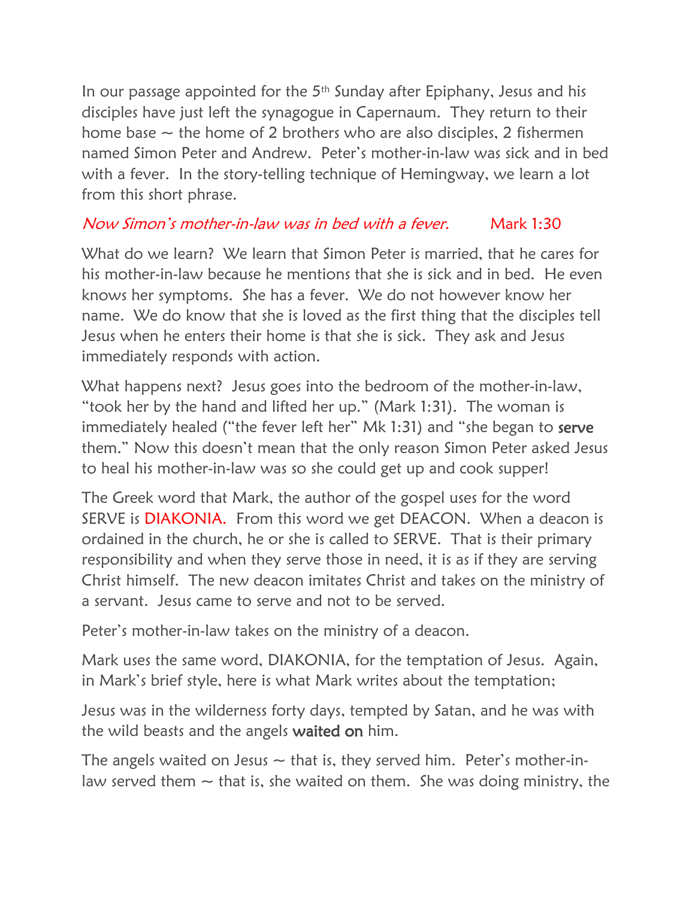In our passage appointed for the 5th Sunday after Epiphany, Jesus and his disciples have just left the synagogue in Capernaum. They return to their home base ~ the home of 2 brothers who are also disciples, 2 fishermen named Simon Peter and Andrew. Peter's mother-in-law was sick and in bed with a fever. In the story-telling technique of Hemingway, we learn a lot from this short phrase.

*Now Simon's mother-in-law was in bed with a fever.* Mark 1:30

What do we learn? We learn that Simon Peter is married, that he cares for his mother-in-law because he mentions that she is sick and in bed. He even knows her symptoms. She has a fever. We do not however know her name. We do know that she is loved as the first thing that the disciples tell Jesus when he enters their home is that she is sick. They ask and Jesus immediately responds with action.

What happens next? Jesus goes into the bedroom of the mother-in-law, "took her by the hand and lifted her up." (Mark 1:31). The woman is immediately healed ("the fever left her" Mk 1:31) and "she began to **serve** them." Now this doesn't mean that the only reason Simon Peter asked Jesus to heal his mother-in-law was so she could get up and cook supper!

The Greek word that Mark, the author of the gospel uses for the word SERVE is DIAKONIA. From this word we get DEACON. When a deacon is ordained in the church, he or she is called to SERVE. That is their primary responsibility and when they serve those in need, it is as if they are serving Christ himself. The new deacon imitates Christ and takes on the ministry of a servant. Jesus came to serve and not to be served.

Peter's mother-in-law takes on the ministry of a deacon.

Mark uses the same word, DIAKONIA, for the temptation of Jesus. Again, in Mark's brief style, here is what Mark writes about the temptation;

Jesus was in the wilderness forty days, tempted by Satan, and he was with the wild beasts and the angels **waited on** him.

The angels waited on Jesus ~ that is, they served him. Peter's mother-in-law served them ~ that is, she waited on them. She was doing ministry, the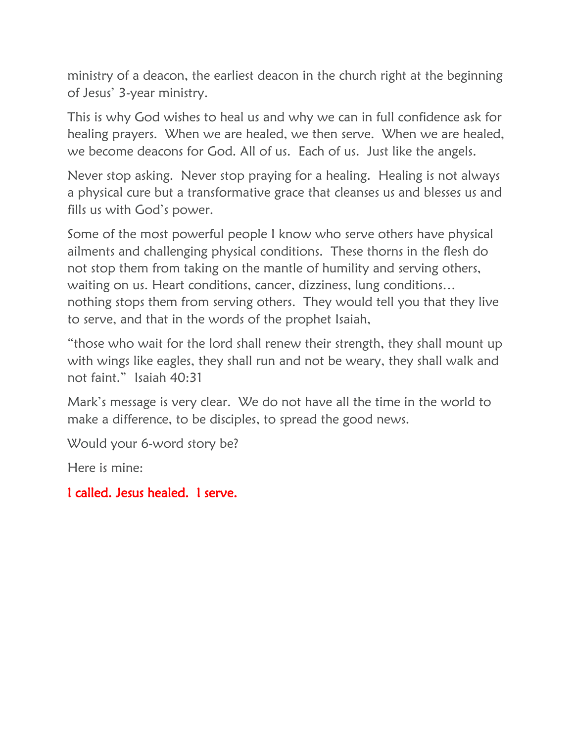ministry of a deacon, the earliest deacon in the church right at the beginning of Jesus' 3-year ministry.

This is why God wishes to heal us and why we can in full confidence ask for healing prayers. When we are healed, we then serve. When we are healed, we become deacons for God. All of us. Each of us. Just like the angels.

Never stop asking. Never stop praying for a healing. Healing is not always a physical cure but a transformative grace that cleanses us and blesses us and fills us with God's power.

Some of the most powerful people I know who serve others have physical ailments and challenging physical conditions. These thorns in the flesh do not stop them from taking on the mantle of humility and serving others, waiting on us. Heart conditions, cancer, dizziness, lung conditions… nothing stops them from serving others. They would tell you that they live to serve, and that in the words of the prophet Isaiah,

"those who wait for the lord shall renew their strength, they shall mount up with wings like eagles, they shall run and not be weary, they shall walk and not faint." Isaiah 40:31

Mark's message is very clear. We do not have all the time in the world to make a difference, to be disciples, to spread the good news.

Would your 6-word story be?

Here is mine:

I called. Jesus healed. I serve.